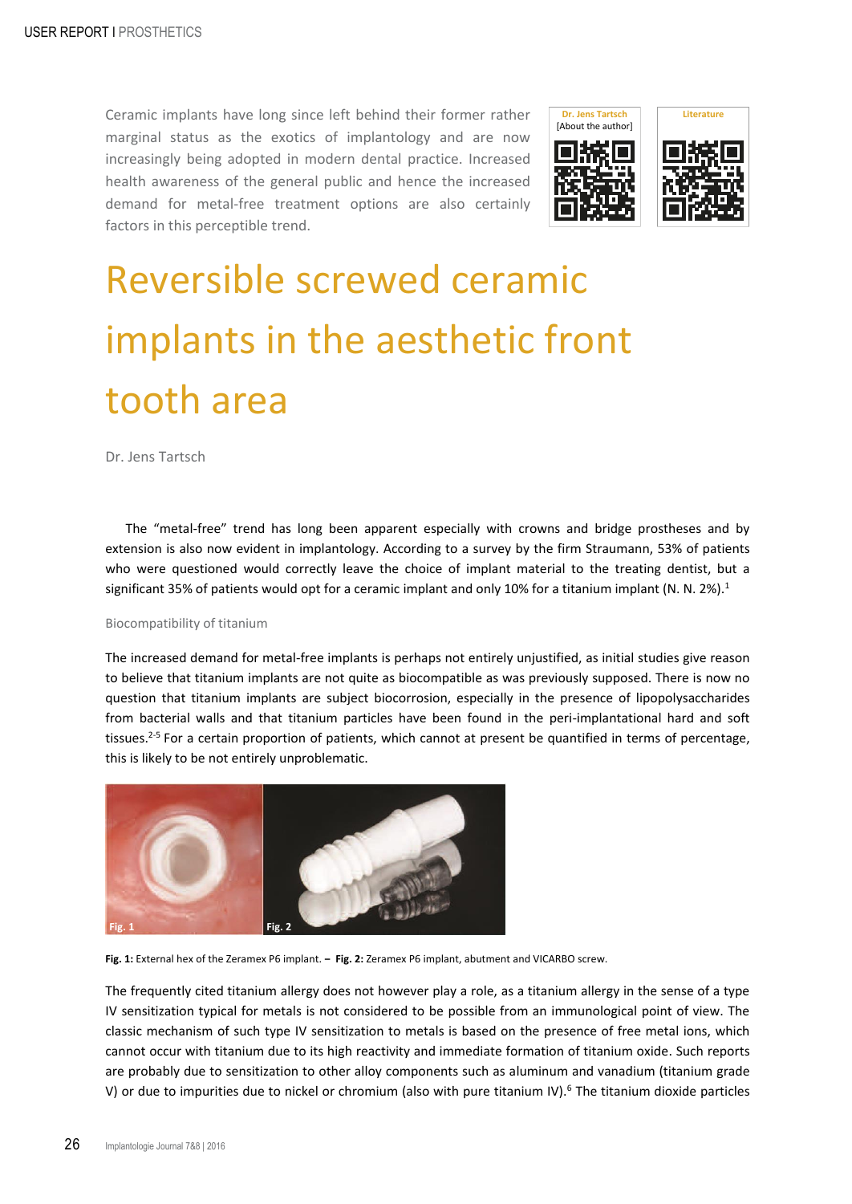Ceramic implants have long since left behind their former rather marginal status as the exotics of implantology and are now increasingly being adopted in modern dental practice. Increased health awareness of the general public and hence the increased demand for metal-free treatment options are also certainly factors in this perceptible trend.

Dr. Jens Tartsch
[About the author]

Literature

# Reversible screwed ceramic implants in the aesthetic front tooth area

Dr. Jens Tartsch

The "metal-free" trend has long been apparent especially with crowns and bridge prostheses and by extension is also now evident in implantology. According to a survey by the firm Straumann, 53% of patients who were questioned would correctly leave the choice of implant material to the treating dentist, but a significant 35% of patients would opt for a ceramic implant and only 10% for a titanium implant (N. N. 2%).[1]

## Biocompatibility of titanium

The increased demand for metal-free implants is perhaps not entirely unjustified, as initial studies give reason to believe that titanium implants are not quite as biocompatible as was previously supposed. There is now no question that titanium implants are subject biocorrosion, especially in the presence of lipopolysaccharides from bacterial walls and that titanium particles have been found in the peri-implantational hard and soft tissues.[2-5] For a certain proportion of patients, which cannot at present be quantified in terms of percentage, this is likely to be not entirely unproblematic.

**Fig. 1:** External hex of the Zeramex P6 implant. – **Fig. 2:** Zeramex P6 implant, abutment and VICARBO screw.

The frequently cited titanium allergy does not however play a role, as a titanium allergy in the sense of a type IV sensitization typical for metals is not considered to be possible from an immunological point of view. The classic mechanism of such type IV sensitization to metals is based on the presence of free metal ions, which cannot occur with titanium due to its high reactivity and immediate formation of titanium oxide. Such reports are probably due to sensitization to other alloy components such as aluminum and vanadium (titanium grade V) or due to impurities due to nickel or chromium (also with pure titanium IV).[6] The titanium dioxide particles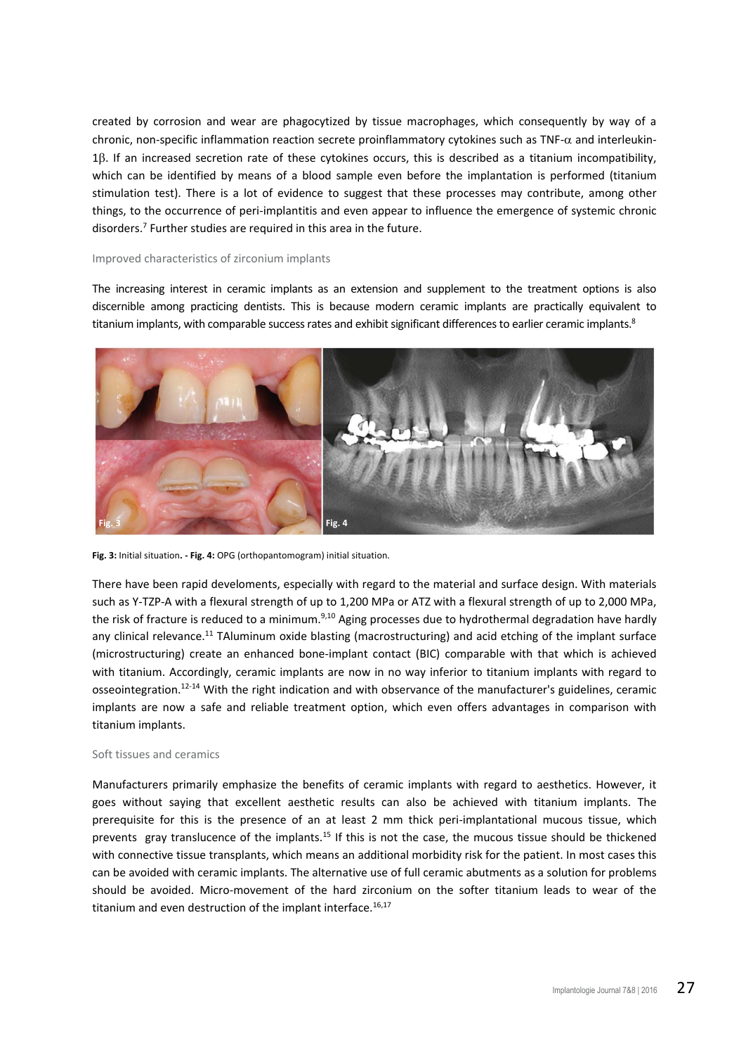created by corrosion and wear are phagocytized by tissue macrophages, which consequently by way of a chronic, non-specific inflammation reaction secrete proinflammatory cytokines such as TNF-$\alpha$ and interleukin-1$\beta$. If an increased secretion rate of these cytokines occurs, this is described as a titanium incompatibility, which can be identified by means of a blood sample even before the implantation is performed (titanium stimulation test). There is a lot of evidence to suggest that these processes may contribute, among other things, to the occurrence of peri-implantitis and even appear to influence the emergence of systemic chronic disorders.[7] Further studies are required in this area in the future.

## Improved characteristics of zirconium implants

The increasing interest in ceramic implants as an extension and supplement to the treatment options is also discernible among practicing dentists. This is because modern ceramic implants are practically equivalent to titanium implants, with comparable success rates and exhibit significant differences to earlier ceramic implants.[8]

**Fig. 3:** Initial situation**. - Fig. 4:** OPG (orthopantomogram) initial situation.

There have been rapid develoments, especially with regard to the material and surface design. With materials such as Y-TZP-A with a flexural strength of up to 1,200 MPa or ATZ with a flexural strength of up to 2,000 MPa, the risk of fracture is reduced to a minimum.[9,10] Aging processes due to hydrothermal degradation have hardly any clinical relevance.[11] TAluminum oxide blasting (macrostructuring) and acid etching of the implant surface (microstructuring) create an enhanced bone-implant contact (BIC) comparable with that which is achieved with titanium. Accordingly, ceramic implants are now in no way inferior to titanium implants with regard to osseointegration.[12-14] With the right indication and with observance of the manufacturer's guidelines, ceramic implants are now a safe and reliable treatment option, which even offers advantages in comparison with titanium implants.

## Soft tissues and ceramics

Manufacturers primarily emphasize the benefits of ceramic implants with regard to aesthetics. However, it goes without saying that excellent aesthetic results can also be achieved with titanium implants. The prerequisite for this is the presence of an at least 2 mm thick peri-implantational mucous tissue, which prevents gray translucence of the implants.[15] If this is not the case, the mucous tissue should be thickened with connective tissue transplants, which means an additional morbidity risk for the patient. In most cases this can be avoided with ceramic implants. The alternative use of full ceramic abutments as a solution for problems should be avoided. Micro-movement of the hard zirconium on the softer titanium leads to wear of the titanium and even destruction of the implant interface.[16,17]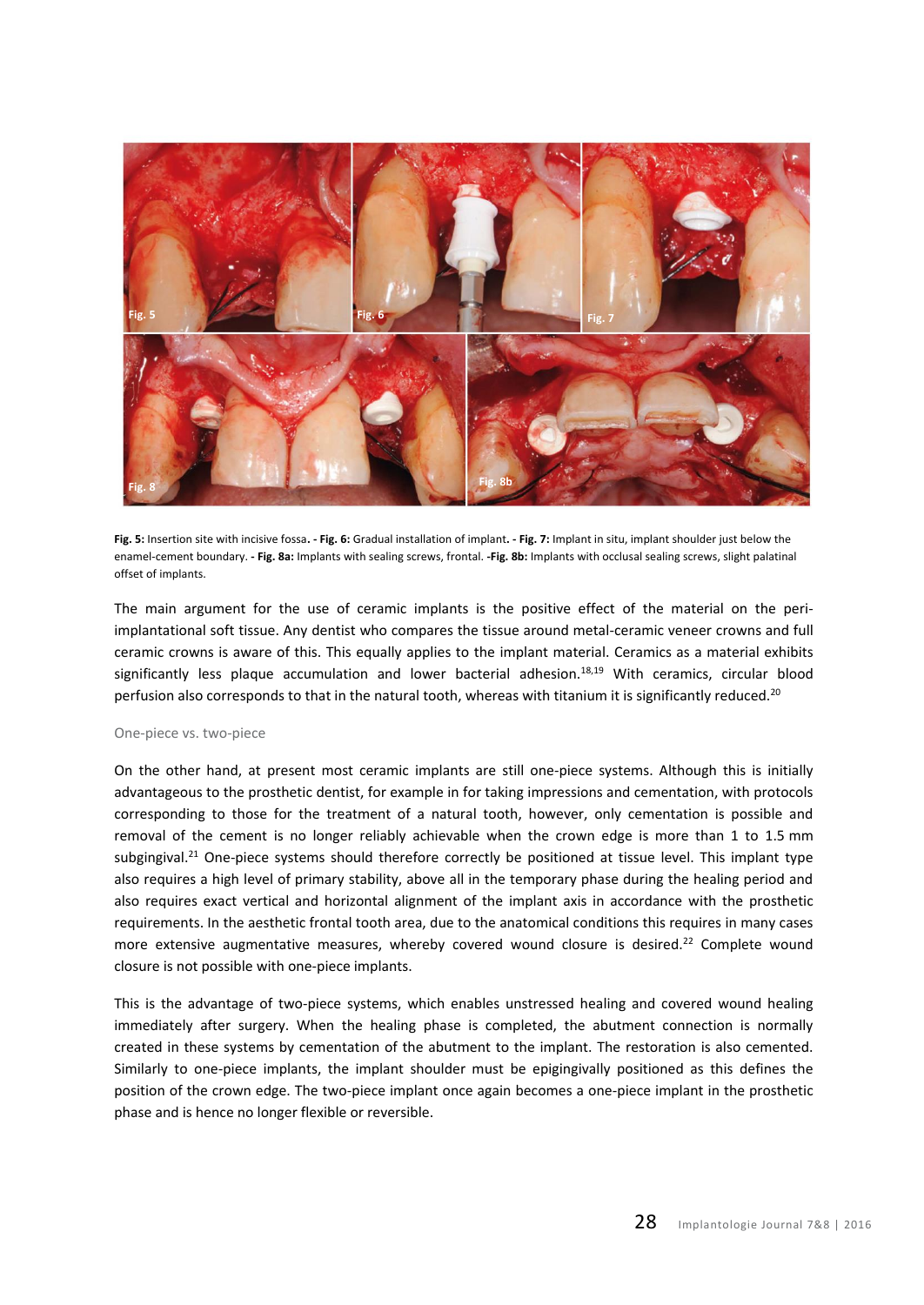**Fig. 5:** Insertion site with incisive fossa. **- Fig. 6:** Gradual installation of implant. **- Fig. 7:** Implant in situ, implant shoulder just below the enamel-cement boundary. **- Fig. 8a:** Implants with sealing screws, frontal. **-Fig. 8b:** Implants with occlusal sealing screws, slight palatinal offset of implants.

The main argument for the use of ceramic implants is the positive effect of the material on the peri-implantational soft tissue. Any dentist who compares the tissue around metal-ceramic veneer crowns and full ceramic crowns is aware of this. This equally applies to the implant material. Ceramics as a material exhibits significantly less plaque accumulation and lower bacterial adhesion.[18,19] With ceramics, circular blood perfusion also corresponds to that in the natural tooth, whereas with titanium it is significantly reduced.[20]

## One-piece vs. two-piece

On the other hand, at present most ceramic implants are still one-piece systems. Although this is initially advantageous to the prosthetic dentist, for example in for taking impressions and cementation, with protocols corresponding to those for the treatment of a natural tooth, however, only cementation is possible and removal of the cement is no longer reliably achievable when the crown edge is more than 1 to 1.5 mm subgingival.[21] One-piece systems should therefore correctly be positioned at tissue level. This implant type also requires a high level of primary stability, above all in the temporary phase during the healing period and also requires exact vertical and horizontal alignment of the implant axis in accordance with the prosthetic requirements. In the aesthetic frontal tooth area, due to the anatomical conditions this requires in many cases more extensive augmentative measures, whereby covered wound closure is desired.[22] Complete wound closure is not possible with one-piece implants.

This is the advantage of two-piece systems, which enables unstressed healing and covered wound healing immediately after surgery. When the healing phase is completed, the abutment connection is normally created in these systems by cementation of the abutment to the implant. The restoration is also cemented. Similarly to one-piece implants, the implant shoulder must be epigingivally positioned as this defines the position of the crown edge. The two-piece implant once again becomes a one-piece implant in the prosthetic phase and is hence no longer flexible or reversible.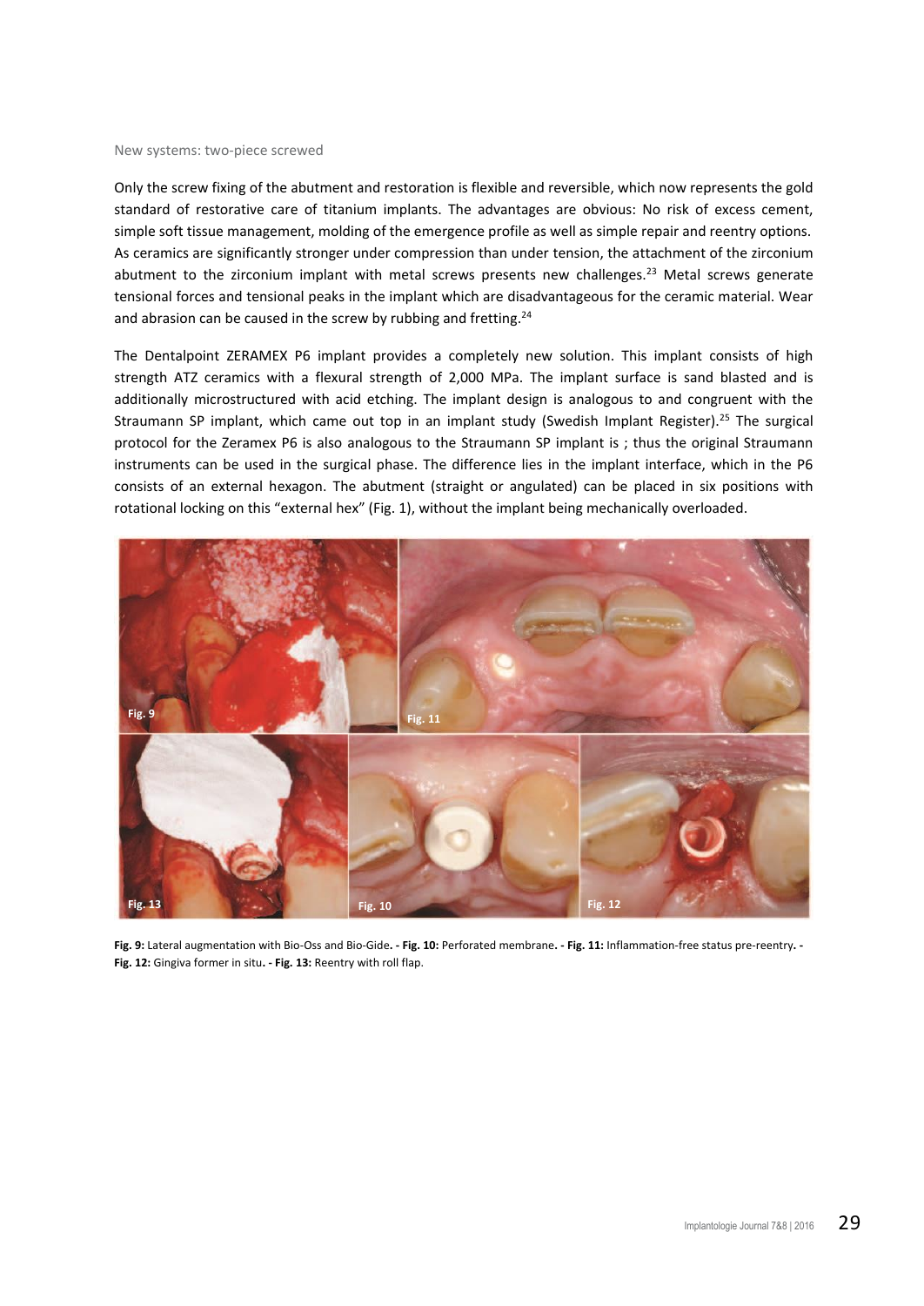New systems: two-piece screwed

Only the screw fixing of the abutment and restoration is flexible and reversible, which now represents the gold standard of restorative care of titanium implants. The advantages are obvious: No risk of excess cement, simple soft tissue management, molding of the emergence profile as well as simple repair and reentry options. As ceramics are significantly stronger under compression than under tension, the attachment of the zirconium abutment to the zirconium implant with metal screws presents new challenges.[23] Metal screws generate tensional forces and tensional peaks in the implant which are disadvantageous for the ceramic material. Wear and abrasion can be caused in the screw by rubbing and fretting.[24]

The Dentalpoint ZERAMEX P6 implant provides a completely new solution. This implant consists of high strength ATZ ceramics with a flexural strength of 2,000 MPa. The implant surface is sand blasted and is additionally microstructured with acid etching. The implant design is analogous to and congruent with the Straumann SP implant, which came out top in an implant study (Swedish Implant Register).[25] The surgical protocol for the Zeramex P6 is also analogous to the Straumann SP implant is ; thus the original Straumann instruments can be used in the surgical phase. The difference lies in the implant interface, which in the P6 consists of an external hexagon. The abutment (straight or angulated) can be placed in six positions with rotational locking on this "external hex" (Fig. 1), without the implant being mechanically overloaded.

**Fig. 9:** Lateral augmentation with Bio-Oss and Bio-Gide**. - Fig. 10:** Perforated membrane**. - Fig. 11:** Inflammation-free status pre-reentry**. - Fig. 12:** Gingiva former in situ**. - Fig. 13:** Reentry with roll flap.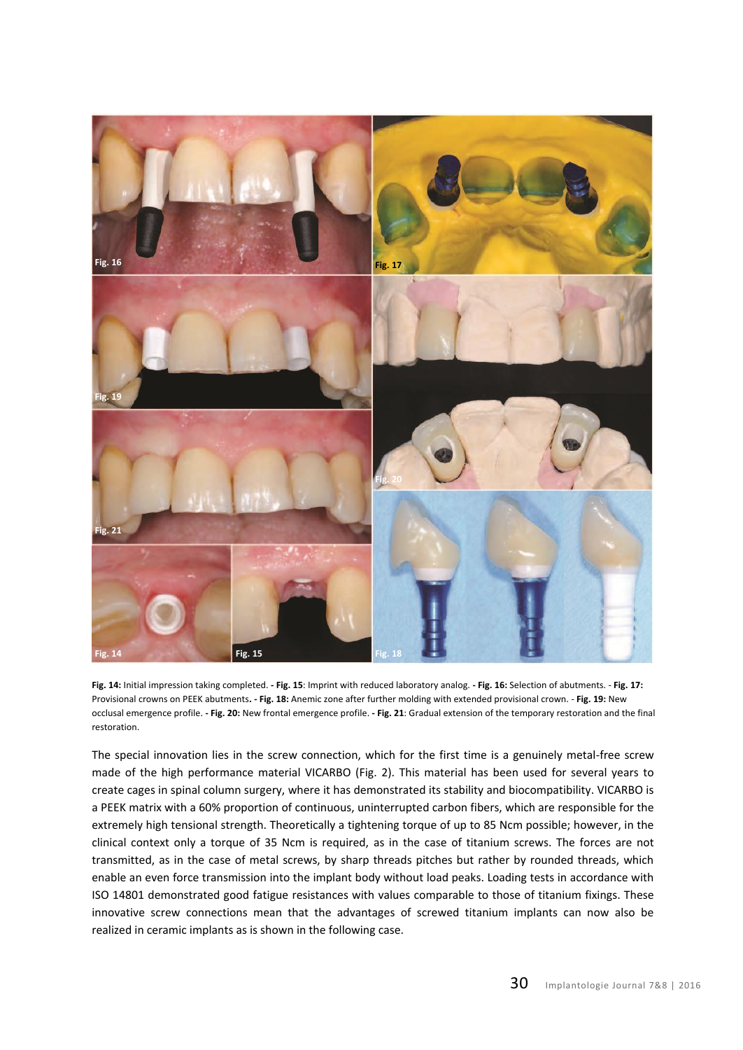**Fig. 14:** Initial impression taking completed. **- Fig. 15**: Imprint with reduced laboratory analog. **- Fig. 16:** Selection of abutments. - **Fig. 17:** Provisional crowns on PEEK abutments**. - Fig. 18:** Anemic zone after further molding with extended provisional crown. - **Fig. 19:** New occlusal emergence profile. **- Fig. 20:** New frontal emergence profile. **- Fig. 21**: Gradual extension of the temporary restoration and the final restoration.

The special innovation lies in the screw connection, which for the first time is a genuinely metal-free screw made of the high performance material VICARBO (Fig. 2). This material has been used for several years to create cages in spinal column surgery, where it has demonstrated its stability and biocompatibility. VICARBO is a PEEK matrix with a 60% proportion of continuous, uninterrupted carbon fibers, which are responsible for the extremely high tensional strength. Theoretically a tightening torque of up to 85 Ncm possible; however, in the clinical context only a torque of 35 Ncm is required, as in the case of titanium screws. The forces are not transmitted, as in the case of metal screws, by sharp threads pitches but rather by rounded threads, which enable an even force transmission into the implant body without load peaks. Loading tests in accordance with ISO 14801 demonstrated good fatigue resistances with values comparable to those of titanium fixings. These innovative screw connections mean that the advantages of screwed titanium implants can now also be realized in ceramic implants as is shown in the following case.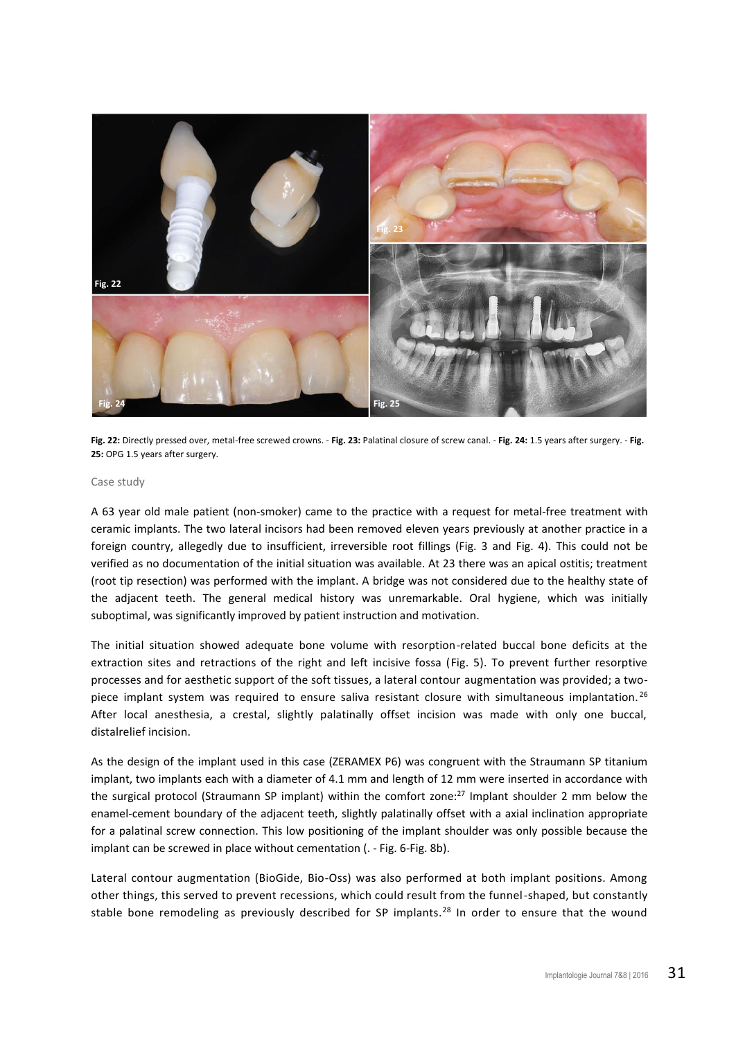**Fig. 22:** Directly pressed over, metal-free screwed crowns. - **Fig. 23:** Palatinal closure of screw canal. - **Fig. 24:** 1.5 years after surgery. - **Fig. 25:** OPG 1.5 years after surgery.

Case study

A 63 year old male patient (non-smoker) came to the practice with a request for metal-free treatment with ceramic implants. The two lateral incisors had been removed eleven years previously at another practice in a foreign country, allegedly due to insufficient, irreversible root fillings (Fig. 3 and Fig. 4). This could not be verified as no documentation of the initial situation was available. At 23 there was an apical ostitis; treatment (root tip resection) was performed with the implant. A bridge was not considered due to the healthy state of the adjacent teeth. The general medical history was unremarkable. Oral hygiene, which was initially suboptimal, was significantly improved by patient instruction and motivation.

The initial situation showed adequate bone volume with resorption-related buccal bone deficits at the extraction sites and retractions of the right and left incisive fossa (Fig. 5). To prevent further resorptive processes and for aesthetic support of the soft tissues, a lateral contour augmentation was provided; a two-piece implant system was required to ensure saliva resistant closure with simultaneous implantation.[26] After local anesthesia, a crestal, slightly palatinally offset incision was made with only one buccal, distalrelief incision.

As the design of the implant used in this case (ZERAMEX P6) was congruent with the Straumann SP titanium implant, two implants each with a diameter of 4.1 mm and length of 12 mm were inserted in accordance with the surgical protocol (Straumann SP implant) within the comfort zone:[27] Implant shoulder 2 mm below the enamel-cement boundary of the adjacent teeth, slightly palatinally offset with a axial inclination appropriate for a palatinal screw connection. This low positioning of the implant shoulder was only possible because the implant can be screwed in place without cementation (. - Fig. 6-Fig. 8b).

Lateral contour augmentation (BioGide, Bio-Oss) was also performed at both implant positions. Among other things, this served to prevent recessions, which could result from the funnel-shaped, but constantly stable bone remodeling as previously described for SP implants.[28] In order to ensure that the wound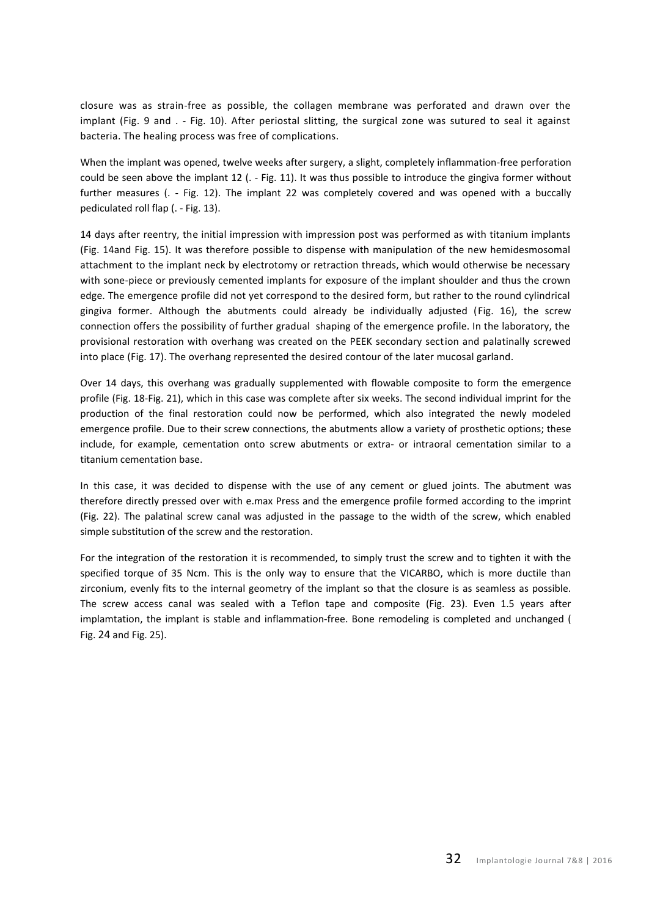closure was as strain-free as possible, the collagen membrane was perforated and drawn over the implant (Fig. 9 and . - Fig. 10). After periostal slitting, the surgical zone was sutured to seal it against bacteria. The healing process was free of complications.

When the implant was opened, twelve weeks after surgery, a slight, completely inflammation-free perforation could be seen above the implant 12 (. - Fig. 11). It was thus possible to introduce the gingiva former without further measures (. - Fig. 12). The implant 22 was completely covered and was opened with a buccally pediculated roll flap (. - Fig. 13).

14 days after reentry, the initial impression with impression post was performed as with titanium implants (Fig. 14and Fig. 15). It was therefore possible to dispense with manipulation of the new hemidesmosomal attachment to the implant neck by electrotomy or retraction threads, which would otherwise be necessary with sone-piece or previously cemented implants for exposure of the implant shoulder and thus the crown edge. The emergence profile did not yet correspond to the desired form, but rather to the round cylindrical gingiva former. Although the abutments could already be individually adjusted (Fig. 16), the screw connection offers the possibility of further gradual shaping of the emergence profile. In the laboratory, the provisional restoration with overhang was created on the PEEK secondary section and palatinally screwed into place (Fig. 17). The overhang represented the desired contour of the later mucosal garland.

Over 14 days, this overhang was gradually supplemented with flowable composite to form the emergence profile (Fig. 18-Fig. 21), which in this case was complete after six weeks. The second individual imprint for the production of the final restoration could now be performed, which also integrated the newly modeled emergence profile. Due to their screw connections, the abutments allow a variety of prosthetic options; these include, for example, cementation onto screw abutments or extra- or intraoral cementation similar to a titanium cementation base.

In this case, it was decided to dispense with the use of any cement or glued joints. The abutment was therefore directly pressed over with e.max Press and the emergence profile formed according to the imprint (Fig. 22). The palatinal screw canal was adjusted in the passage to the width of the screw, which enabled simple substitution of the screw and the restoration.

For the integration of the restoration it is recommended, to simply trust the screw and to tighten it with the specified torque of 35 Ncm. This is the only way to ensure that the VICARBO, which is more ductile than zirconium, evenly fits to the internal geometry of the implant so that the closure is as seamless as possible. The screw access canal was sealed with a Teflon tape and composite (Fig. 23). Even 1.5 years after implamtation, the implant is stable and inflammation-free. Bone remodeling is completed and unchanged ( Fig. 24 and Fig. 25).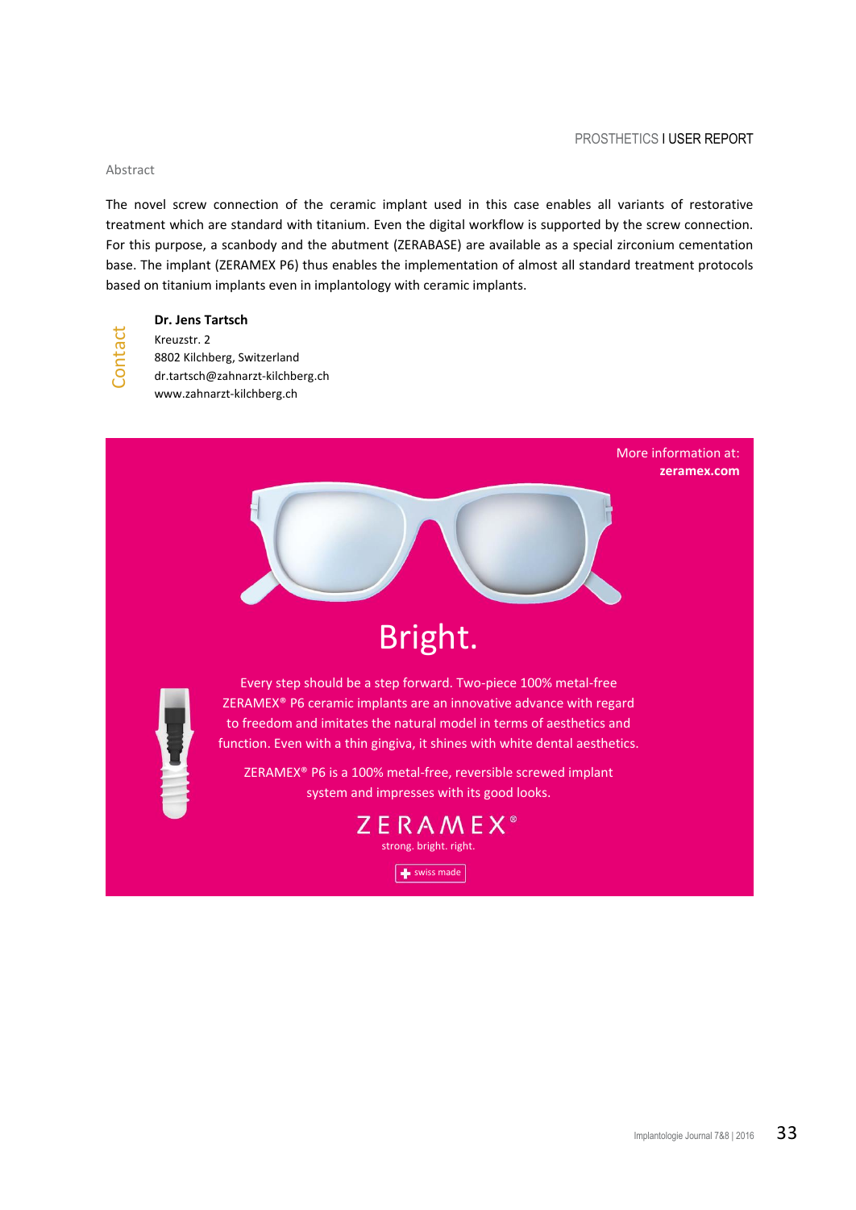Abstract

The novel screw connection of the ceramic implant used in this case enables all variants of restorative treatment which are standard with titanium. Even the digital workflow is supported by the screw connection. For this purpose, a scanbody and the abutment (ZERABASE) are available as a special zirconium cementation base. The implant (ZERAMEX P6) thus enables the implementation of almost all standard treatment protocols based on titanium implants even in implantology with ceramic implants.

Contact

**Dr. Jens Tartsch**
Kreuzstr. 2
8802 Kilchberg, Switzerland
dr.tartsch@zahnarzt-kilchberg.ch
www.zahnarzt-kilchberg.ch

More information at:
**zeramex.com**

Bright.

Every step should be a step forward. Two-piece 100% metal-free ZERAMEX® P6 ceramic implants are an innovative advance with regard to freedom and imitates the natural model in terms of aesthetics and function. Even with a thin gingiva, it shines with white dental aesthetics.

ZERAMEX® P6 is a 100% metal-free, reversible screwed implant system and impresses with its good looks.

ZERAMEX®
strong. bright. right.

swiss made